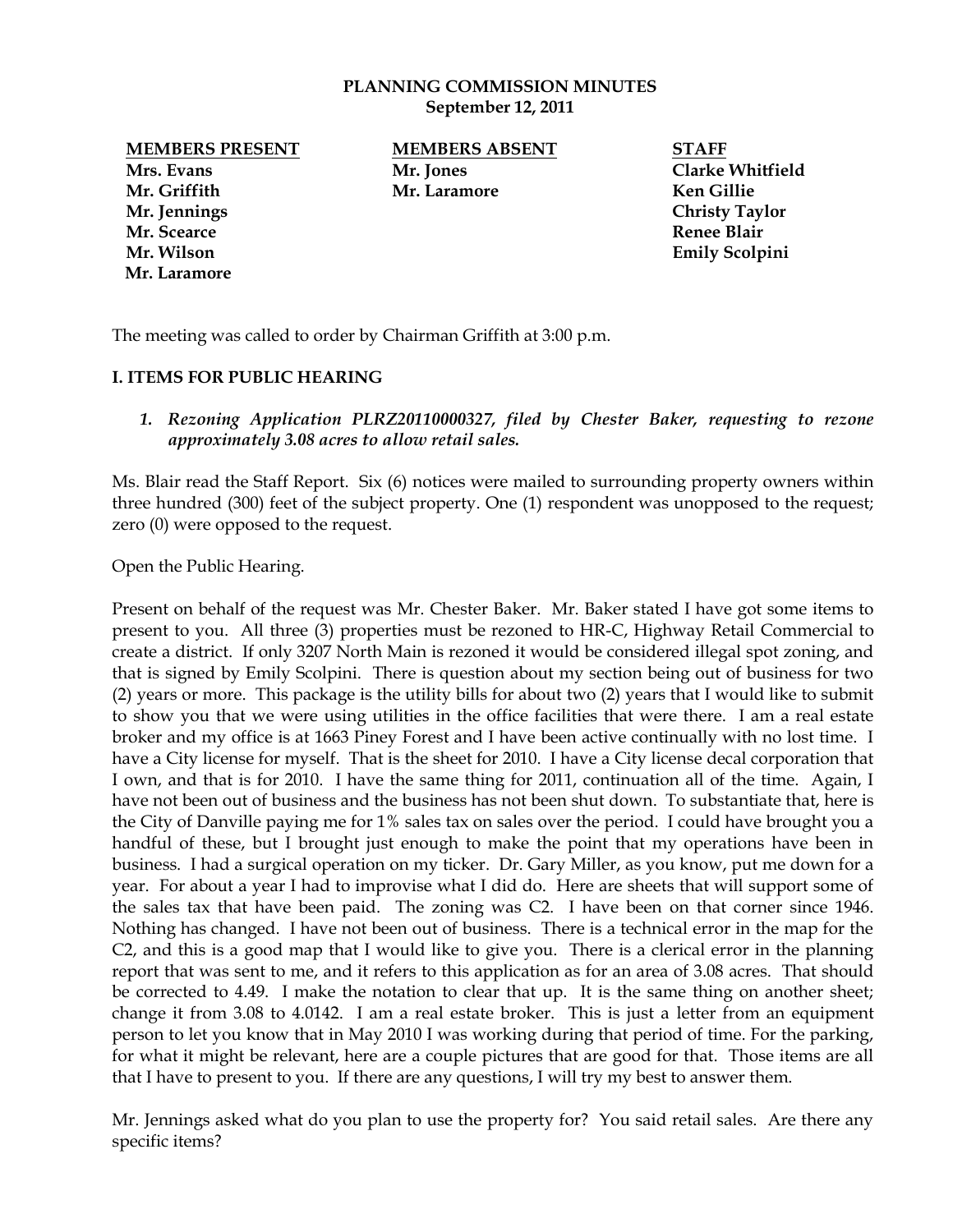**PLANNING COMMISSION MINUTES**
**September 12, 2011**

| MEMBERS PRESENT | MEMBERS ABSENT | STAFF |
| --- | --- | --- |
| Mrs. Evans | Mr. Jones | Clarke Whitfield |
| Mr. Griffith | Mr. Laramore | Ken Gillie |
| Mr. Jennings | | Christy Taylor |
| Mr. Scearce | | Renee Blair |
| Mr. Wilson | | Emily Scolpini |
| Mr. Laramore | | |

The meeting was called to order by Chairman Griffith at 3:00 p.m.

## I. ITEMS FOR PUBLIC HEARING

1. ***Rezoning Application PLRZ20110000327, filed by Chester Baker, requesting to rezone approximately 3.08 acres to allow retail sales.***

Ms. Blair read the Staff Report. Six (6) notices were mailed to surrounding property owners within three hundred (300) feet of the subject property. One (1) respondent was unopposed to the request; zero (0) were opposed to the request.

Open the Public Hearing.

Present on behalf of the request was Mr. Chester Baker. Mr. Baker stated I have got some items to present to you. All three (3) properties must be rezoned to HR-C, Highway Retail Commercial to create a district. If only 3207 North Main is rezoned it would be considered illegal spot zoning, and that is signed by Emily Scolpini. There is question about my section being out of business for two (2) years or more. This package is the utility bills for about two (2) years that I would like to submit to show you that we were using utilities in the office facilities that were there. I am a real estate broker and my office is at 1663 Piney Forest and I have been active continually with no lost time. I have a City license for myself. That is the sheet for 2010. I have a City license decal corporation that I own, and that is for 2010. I have the same thing for 2011, continuation all of the time. Again, I have not been out of business and the business has not been shut down. To substantiate that, here is the City of Danville paying me for 1% sales tax on sales over the period. I could have brought you a handful of these, but I brought just enough to make the point that my operations have been in business. I had a surgical operation on my ticker. Dr. Gary Miller, as you know, put me down for a year. For about a year I had to improvise what I did do. Here are sheets that will support some of the sales tax that have been paid. The zoning was C2. I have been on that corner since 1946. Nothing has changed. I have not been out of business. There is a technical error in the map for the C2, and this is a good map that I would like to give you. There is a clerical error in the planning report that was sent to me, and it refers to this application as for an area of 3.08 acres. That should be corrected to 4.49. I make the notation to clear that up. It is the same thing on another sheet; change it from 3.08 to 4.0142. I am a real estate broker. This is just a letter from an equipment person to let you know that in May 2010 I was working during that period of time. For the parking, for what it might be relevant, here are a couple pictures that are good for that. Those items are all that I have to present to you. If there are any questions, I will try my best to answer them.

Mr. Jennings asked what do you plan to use the property for? You said retail sales. Are there any specific items?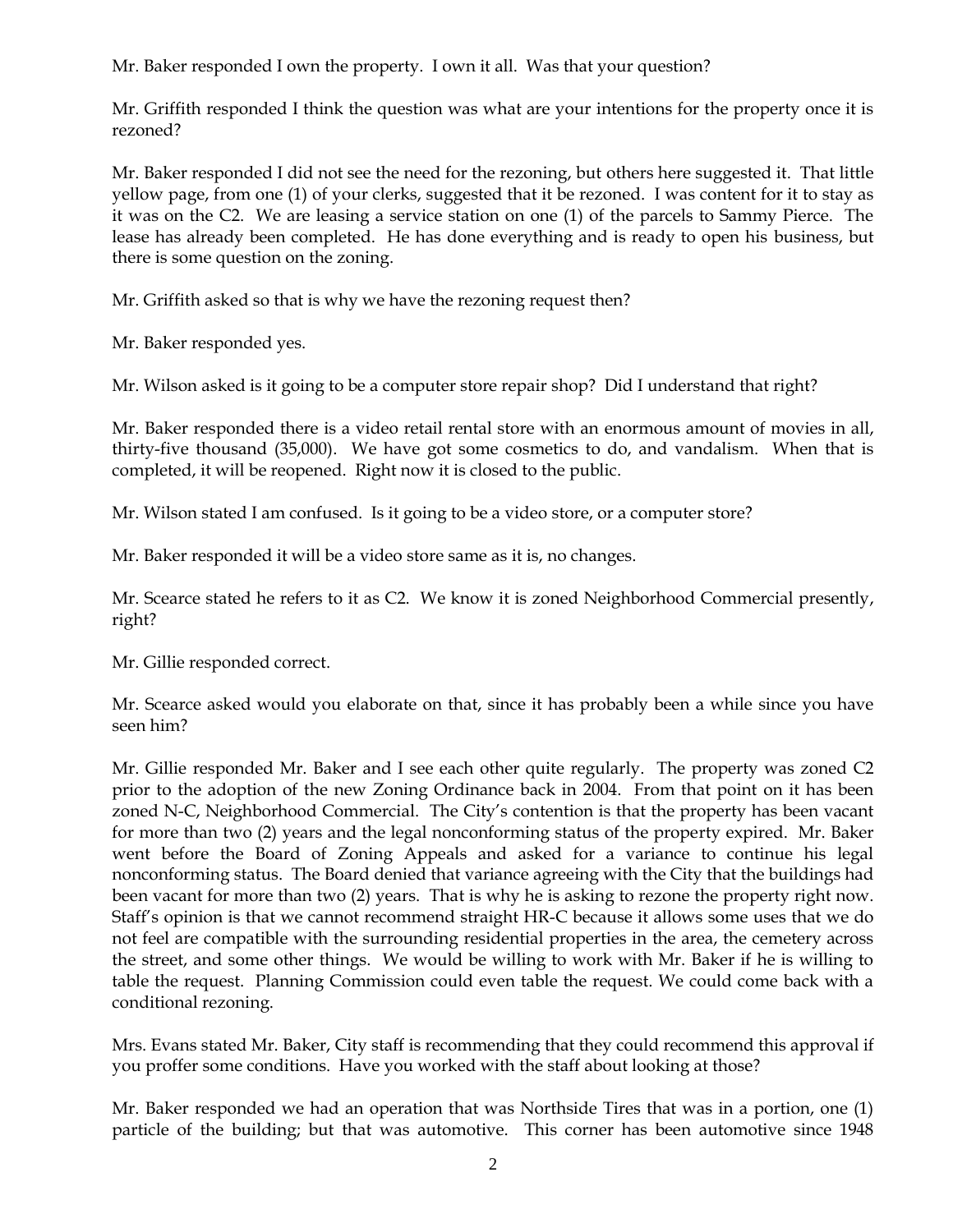Mr. Baker responded I own the property. I own it all. Was that your question?

Mr. Griffith responded I think the question was what are your intentions for the property once it is rezoned?

Mr. Baker responded I did not see the need for the rezoning, but others here suggested it. That little yellow page, from one (1) of your clerks, suggested that it be rezoned. I was content for it to stay as it was on the C2. We are leasing a service station on one (1) of the parcels to Sammy Pierce. The lease has already been completed. He has done everything and is ready to open his business, but there is some question on the zoning.

Mr. Griffith asked so that is why we have the rezoning request then?

Mr. Baker responded yes.

Mr. Wilson asked is it going to be a computer store repair shop? Did I understand that right?

Mr. Baker responded there is a video retail rental store with an enormous amount of movies in all, thirty-five thousand (35,000). We have got some cosmetics to do, and vandalism. When that is completed, it will be reopened. Right now it is closed to the public.

Mr. Wilson stated I am confused. Is it going to be a video store, or a computer store?

Mr. Baker responded it will be a video store same as it is, no changes.

Mr. Scearce stated he refers to it as C2. We know it is zoned Neighborhood Commercial presently, right?

Mr. Gillie responded correct.

Mr. Scearce asked would you elaborate on that, since it has probably been a while since you have seen him?

Mr. Gillie responded Mr. Baker and I see each other quite regularly. The property was zoned C2 prior to the adoption of the new Zoning Ordinance back in 2004. From that point on it has been zoned N-C, Neighborhood Commercial. The City's contention is that the property has been vacant for more than two (2) years and the legal nonconforming status of the property expired. Mr. Baker went before the Board of Zoning Appeals and asked for a variance to continue his legal nonconforming status. The Board denied that variance agreeing with the City that the buildings had been vacant for more than two (2) years. That is why he is asking to rezone the property right now. Staff's opinion is that we cannot recommend straight HR-C because it allows some uses that we do not feel are compatible with the surrounding residential properties in the area, the cemetery across the street, and some other things. We would be willing to work with Mr. Baker if he is willing to table the request. Planning Commission could even table the request. We could come back with a conditional rezoning.

Mrs. Evans stated Mr. Baker, City staff is recommending that they could recommend this approval if you proffer some conditions. Have you worked with the staff about looking at those?

Mr. Baker responded we had an operation that was Northside Tires that was in a portion, one (1) particle of the building; but that was automotive. This corner has been automotive since 1948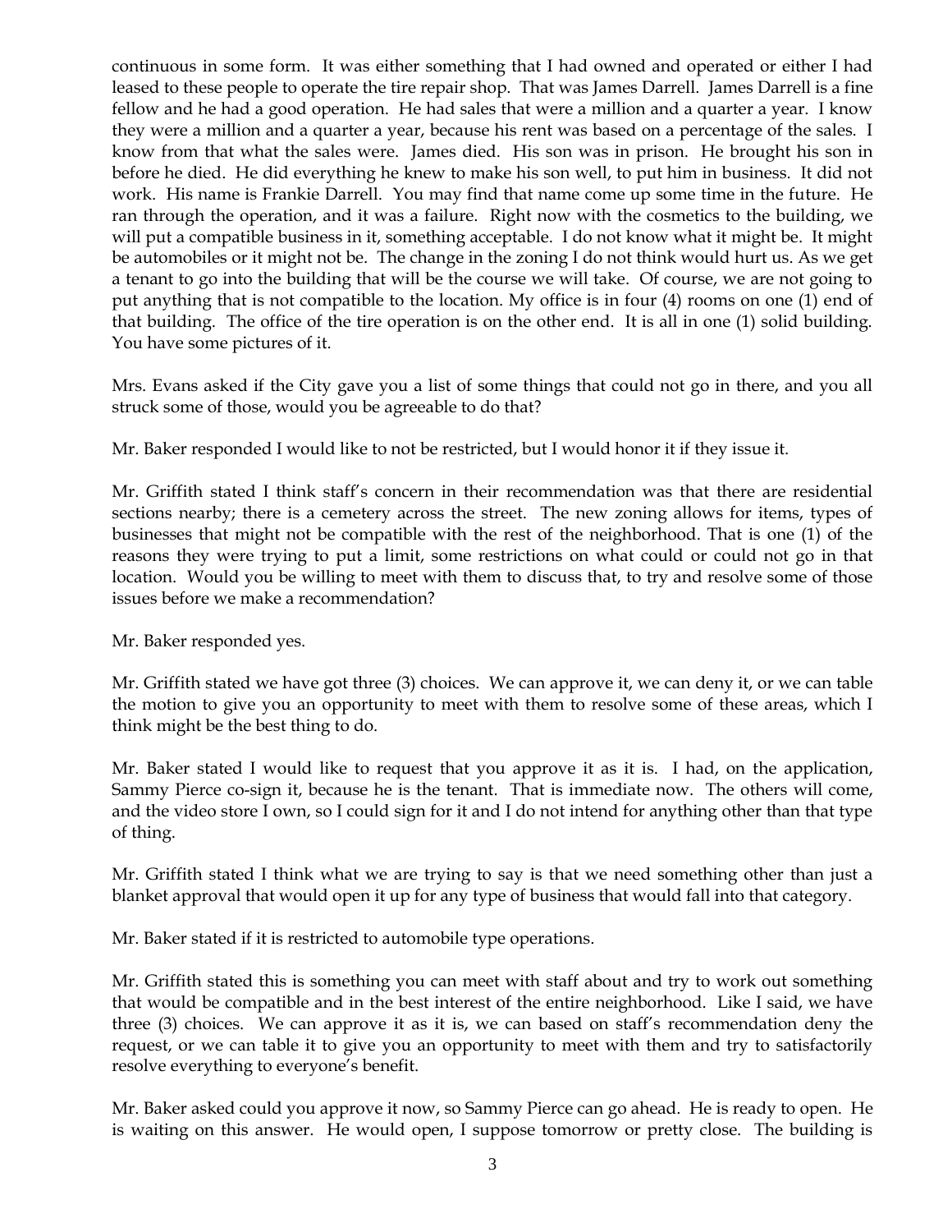continuous in some form. It was either something that I had owned and operated or either I had leased to these people to operate the tire repair shop. That was James Darrell. James Darrell is a fine fellow and he had a good operation. He had sales that were a million and a quarter a year. I know they were a million and a quarter a year, because his rent was based on a percentage of the sales. I know from that what the sales were. James died. His son was in prison. He brought his son in before he died. He did everything he knew to make his son well, to put him in business. It did not work. His name is Frankie Darrell. You may find that name come up some time in the future. He ran through the operation, and it was a failure. Right now with the cosmetics to the building, we will put a compatible business in it, something acceptable. I do not know what it might be. It might be automobiles or it might not be. The change in the zoning I do not think would hurt us. As we get a tenant to go into the building that will be the course we will take. Of course, we are not going to put anything that is not compatible to the location. My office is in four (4) rooms on one (1) end of that building. The office of the tire operation is on the other end. It is all in one (1) solid building. You have some pictures of it.

Mrs. Evans asked if the City gave you a list of some things that could not go in there, and you all struck some of those, would you be agreeable to do that?

Mr. Baker responded I would like to not be restricted, but I would honor it if they issue it.

Mr. Griffith stated I think staff's concern in their recommendation was that there are residential sections nearby; there is a cemetery across the street. The new zoning allows for items, types of businesses that might not be compatible with the rest of the neighborhood. That is one (1) of the reasons they were trying to put a limit, some restrictions on what could or could not go in that location. Would you be willing to meet with them to discuss that, to try and resolve some of those issues before we make a recommendation?

Mr. Baker responded yes.

Mr. Griffith stated we have got three (3) choices. We can approve it, we can deny it, or we can table the motion to give you an opportunity to meet with them to resolve some of these areas, which I think might be the best thing to do.

Mr. Baker stated I would like to request that you approve it as it is. I had, on the application, Sammy Pierce co-sign it, because he is the tenant. That is immediate now. The others will come, and the video store I own, so I could sign for it and I do not intend for anything other than that type of thing.

Mr. Griffith stated I think what we are trying to say is that we need something other than just a blanket approval that would open it up for any type of business that would fall into that category.

Mr. Baker stated if it is restricted to automobile type operations.

Mr. Griffith stated this is something you can meet with staff about and try to work out something that would be compatible and in the best interest of the entire neighborhood. Like I said, we have three (3) choices. We can approve it as it is, we can based on staff's recommendation deny the request, or we can table it to give you an opportunity to meet with them and try to satisfactorily resolve everything to everyone's benefit.

Mr. Baker asked could you approve it now, so Sammy Pierce can go ahead. He is ready to open. He is waiting on this answer. He would open, I suppose tomorrow or pretty close. The building is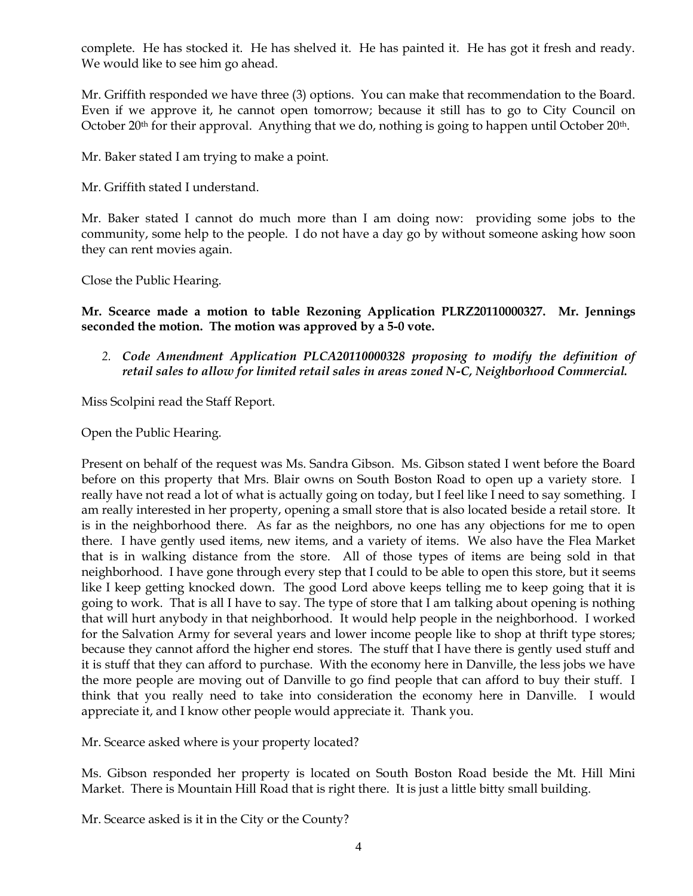complete. He has stocked it. He has shelved it. He has painted it. He has got it fresh and ready. We would like to see him go ahead.

Mr. Griffith responded we have three (3) options. You can make that recommendation to the Board. Even if we approve it, he cannot open tomorrow; because it still has to go to City Council on October 20th for their approval. Anything that we do, nothing is going to happen until October 20th.

Mr. Baker stated I am trying to make a point.

Mr. Griffith stated I understand.

Mr. Baker stated I cannot do much more than I am doing now: providing some jobs to the community, some help to the people. I do not have a day go by without someone asking how soon they can rent movies again.

Close the Public Hearing.

**Mr. Scearce made a motion to table Rezoning Application PLRZ20110000327. Mr. Jennings seconded the motion. The motion was approved by a 5-0 vote.**

2. ***Code Amendment Application PLCA20110000328 proposing to modify the definition of retail sales to allow for limited retail sales in areas zoned N-C, Neighborhood Commercial.***

Miss Scolpini read the Staff Report.

Open the Public Hearing.

Present on behalf of the request was Ms. Sandra Gibson. Ms. Gibson stated I went before the Board before on this property that Mrs. Blair owns on South Boston Road to open up a variety store. I really have not read a lot of what is actually going on today, but I feel like I need to say something. I am really interested in her property, opening a small store that is also located beside a retail store. It is in the neighborhood there. As far as the neighbors, no one has any objections for me to open there. I have gently used items, new items, and a variety of items. We also have the Flea Market that is in walking distance from the store. All of those types of items are being sold in that neighborhood. I have gone through every step that I could to be able to open this store, but it seems like I keep getting knocked down. The good Lord above keeps telling me to keep going that it is going to work. That is all I have to say. The type of store that I am talking about opening is nothing that will hurt anybody in that neighborhood. It would help people in the neighborhood. I worked for the Salvation Army for several years and lower income people like to shop at thrift type stores; because they cannot afford the higher end stores. The stuff that I have there is gently used stuff and it is stuff that they can afford to purchase. With the economy here in Danville, the less jobs we have the more people are moving out of Danville to go find people that can afford to buy their stuff. I think that you really need to take into consideration the economy here in Danville. I would appreciate it, and I know other people would appreciate it. Thank you.

Mr. Scearce asked where is your property located?

Ms. Gibson responded her property is located on South Boston Road beside the Mt. Hill Mini Market. There is Mountain Hill Road that is right there. It is just a little bitty small building.

Mr. Scearce asked is it in the City or the County?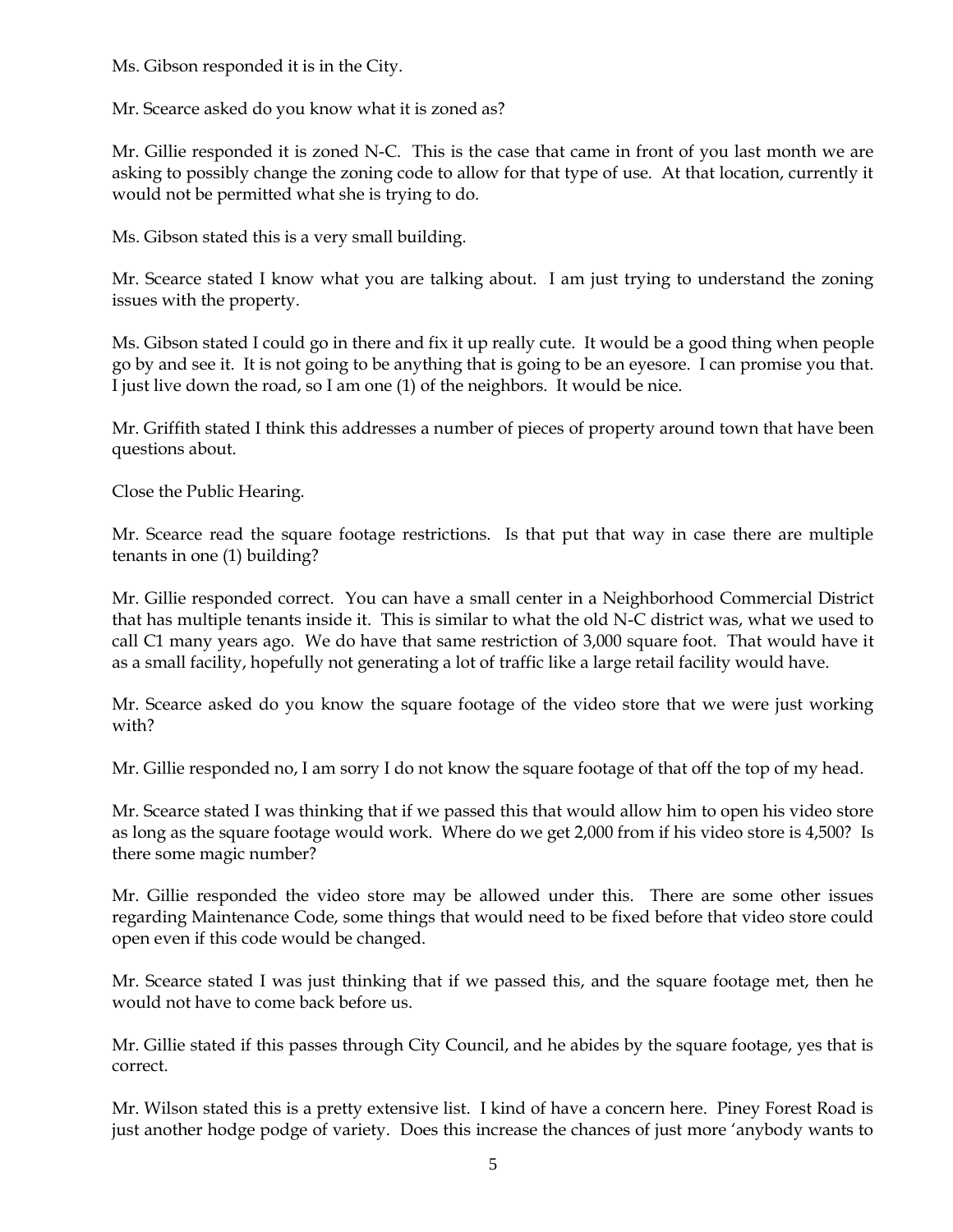Ms. Gibson responded it is in the City.

Mr. Scearce asked do you know what it is zoned as?

Mr. Gillie responded it is zoned N-C. This is the case that came in front of you last month we are asking to possibly change the zoning code to allow for that type of use. At that location, currently it would not be permitted what she is trying to do.

Ms. Gibson stated this is a very small building.

Mr. Scearce stated I know what you are talking about. I am just trying to understand the zoning issues with the property.

Ms. Gibson stated I could go in there and fix it up really cute. It would be a good thing when people go by and see it. It is not going to be anything that is going to be an eyesore. I can promise you that. I just live down the road, so I am one (1) of the neighbors. It would be nice.

Mr. Griffith stated I think this addresses a number of pieces of property around town that have been questions about.

Close the Public Hearing.

Mr. Scearce read the square footage restrictions. Is that put that way in case there are multiple tenants in one (1) building?

Mr. Gillie responded correct. You can have a small center in a Neighborhood Commercial District that has multiple tenants inside it. This is similar to what the old N-C district was, what we used to call C1 many years ago. We do have that same restriction of 3,000 square foot. That would have it as a small facility, hopefully not generating a lot of traffic like a large retail facility would have.

Mr. Scearce asked do you know the square footage of the video store that we were just working with?

Mr. Gillie responded no, I am sorry I do not know the square footage of that off the top of my head.

Mr. Scearce stated I was thinking that if we passed this that would allow him to open his video store as long as the square footage would work. Where do we get 2,000 from if his video store is 4,500? Is there some magic number?

Mr. Gillie responded the video store may be allowed under this. There are some other issues regarding Maintenance Code, some things that would need to be fixed before that video store could open even if this code would be changed.

Mr. Scearce stated I was just thinking that if we passed this, and the square footage met, then he would not have to come back before us.

Mr. Gillie stated if this passes through City Council, and he abides by the square footage, yes that is correct.

Mr. Wilson stated this is a pretty extensive list. I kind of have a concern here. Piney Forest Road is just another hodge podge of variety. Does this increase the chances of just more 'anybody wants to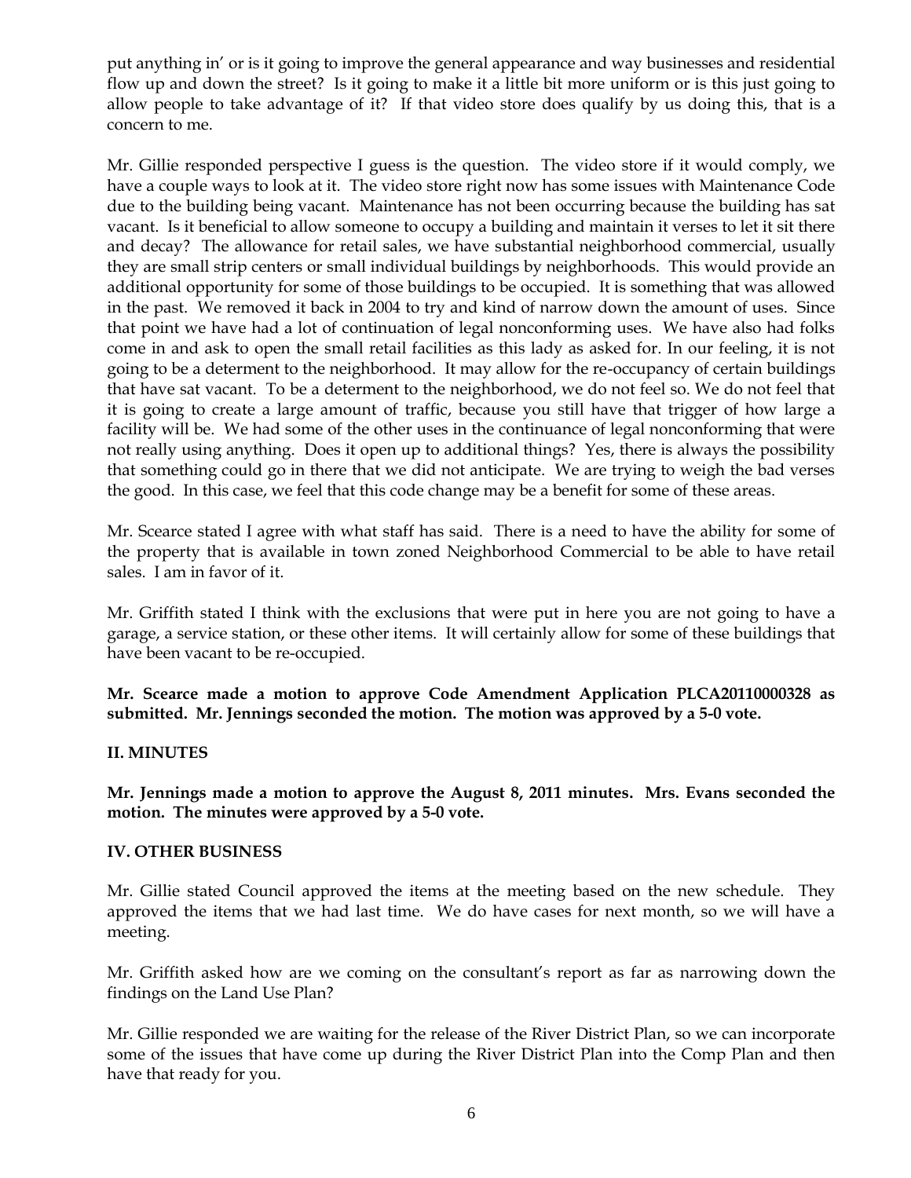put anything in' or is it going to improve the general appearance and way businesses and residential flow up and down the street? Is it going to make it a little bit more uniform or is this just going to allow people to take advantage of it? If that video store does qualify by us doing this, that is a concern to me.

Mr. Gillie responded perspective I guess is the question. The video store if it would comply, we have a couple ways to look at it. The video store right now has some issues with Maintenance Code due to the building being vacant. Maintenance has not been occurring because the building has sat vacant. Is it beneficial to allow someone to occupy a building and maintain it verses to let it sit there and decay? The allowance for retail sales, we have substantial neighborhood commercial, usually they are small strip centers or small individual buildings by neighborhoods. This would provide an additional opportunity for some of those buildings to be occupied. It is something that was allowed in the past. We removed it back in 2004 to try and kind of narrow down the amount of uses. Since that point we have had a lot of continuation of legal nonconforming uses. We have also had folks come in and ask to open the small retail facilities as this lady as asked for. In our feeling, it is not going to be a determent to the neighborhood. It may allow for the re-occupancy of certain buildings that have sat vacant. To be a determent to the neighborhood, we do not feel so. We do not feel that it is going to create a large amount of traffic, because you still have that trigger of how large a facility will be. We had some of the other uses in the continuance of legal nonconforming that were not really using anything. Does it open up to additional things? Yes, there is always the possibility that something could go in there that we did not anticipate. We are trying to weigh the bad verses the good. In this case, we feel that this code change may be a benefit for some of these areas.

Mr. Scearce stated I agree with what staff has said. There is a need to have the ability for some of the property that is available in town zoned Neighborhood Commercial to be able to have retail sales. I am in favor of it.

Mr. Griffith stated I think with the exclusions that were put in here you are not going to have a garage, a service station, or these other items. It will certainly allow for some of these buildings that have been vacant to be re-occupied.

**Mr. Scearce made a motion to approve Code Amendment Application PLCA20110000328 as submitted. Mr. Jennings seconded the motion. The motion was approved by a 5-0 vote.**

## II. MINUTES

**Mr. Jennings made a motion to approve the August 8, 2011 minutes. Mrs. Evans seconded the motion. The minutes were approved by a 5-0 vote.**

## IV. OTHER BUSINESS

Mr. Gillie stated Council approved the items at the meeting based on the new schedule. They approved the items that we had last time. We do have cases for next month, so we will have a meeting.

Mr. Griffith asked how are we coming on the consultant's report as far as narrowing down the findings on the Land Use Plan?

Mr. Gillie responded we are waiting for the release of the River District Plan, so we can incorporate some of the issues that have come up during the River District Plan into the Comp Plan and then have that ready for you.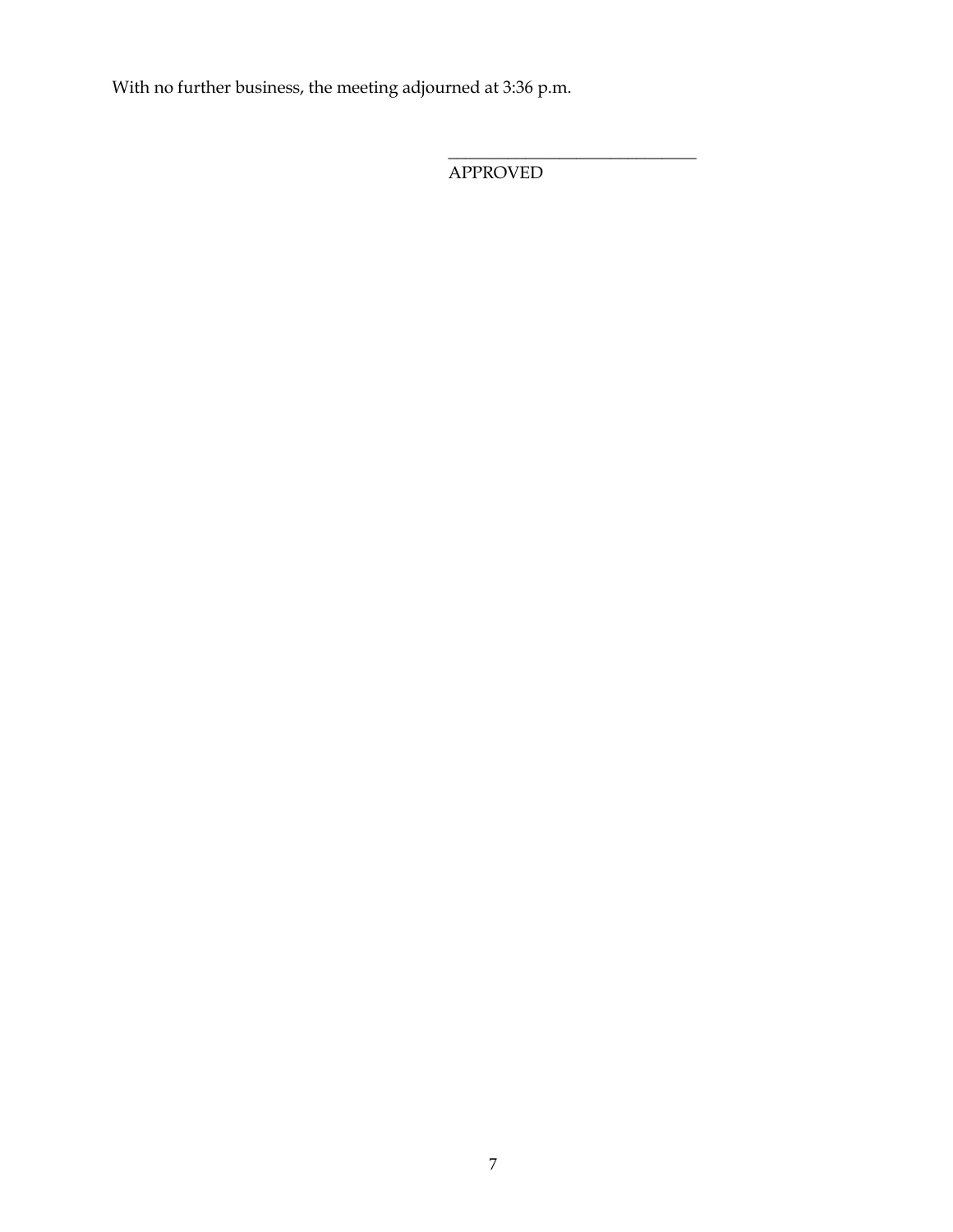With no further business, the meeting adjourned at 3:36 p.m.

______________________________
APPROVED